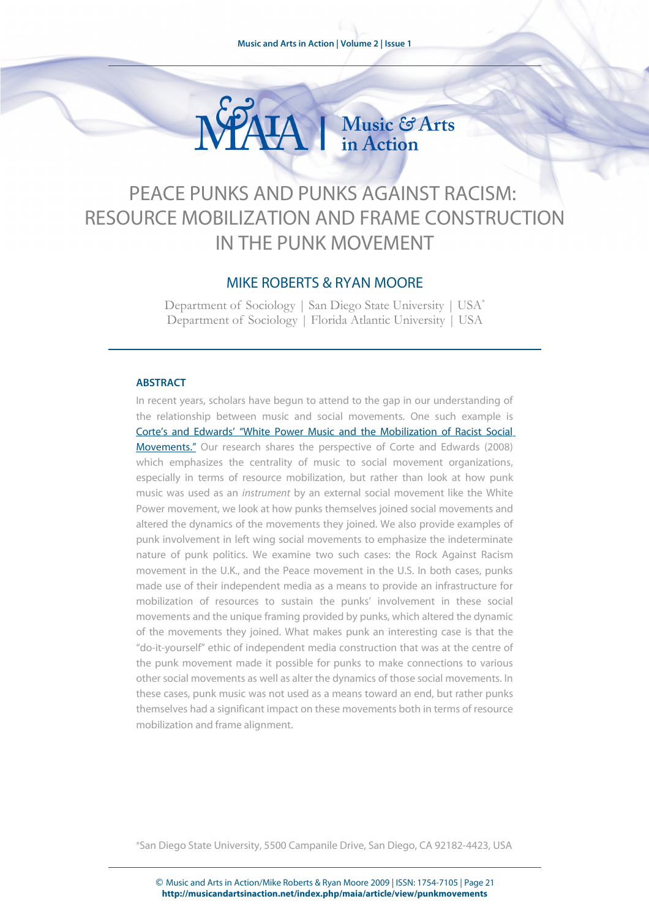# PEACE PUNKS AND PUNKS AGAINST RACISM: RESOURCE MOBILIZATION AND FRAME CONSTRUCTION IN THE PUNK MOVEMENT

## MIKE ROBERTS & RYAN MOORE

Department of Sociology | San Diego State University | USA*
Department of Sociology | Florida Atlantic University | USA

### ABSTRACT

In recent years, scholars have begun to attend to the gap in our understanding of the relationship between music and social movements. One such example is Corte's and Edwards' "White Power Music and the Mobilization of Racist Social Movements." Our research shares the perspective of Corte and Edwards (2008) which emphasizes the centrality of music to social movement organizations, especially in terms of resource mobilization, but rather than look at how punk music was used as an *instrument* by an external social movement like the White Power movement, we look at how punks themselves joined social movements and altered the dynamics of the movements they joined. We also provide examples of punk involvement in left wing social movements to emphasize the indeterminate nature of punk politics. We examine two such cases: the Rock Against Racism movement in the U.K., and the Peace movement in the U.S. In both cases, punks made use of their independent media as a means to provide an infrastructure for mobilization of resources to sustain the punks' involvement in these social movements and the unique framing provided by punks, which altered the dynamic of the movements they joined. What makes punk an interesting case is that the "do-it-yourself" ethic of independent media construction that was at the centre of the punk movement made it possible for punks to make connections to various other social movements as well as alter the dynamics of those social movements. In these cases, punk music was not used as a means toward an end, but rather punks themselves had a significant impact on these movements both in terms of resource mobilization and frame alignment.

*San Diego State University, 5500 Campanile Drive, San Diego, CA 92182-4423, USA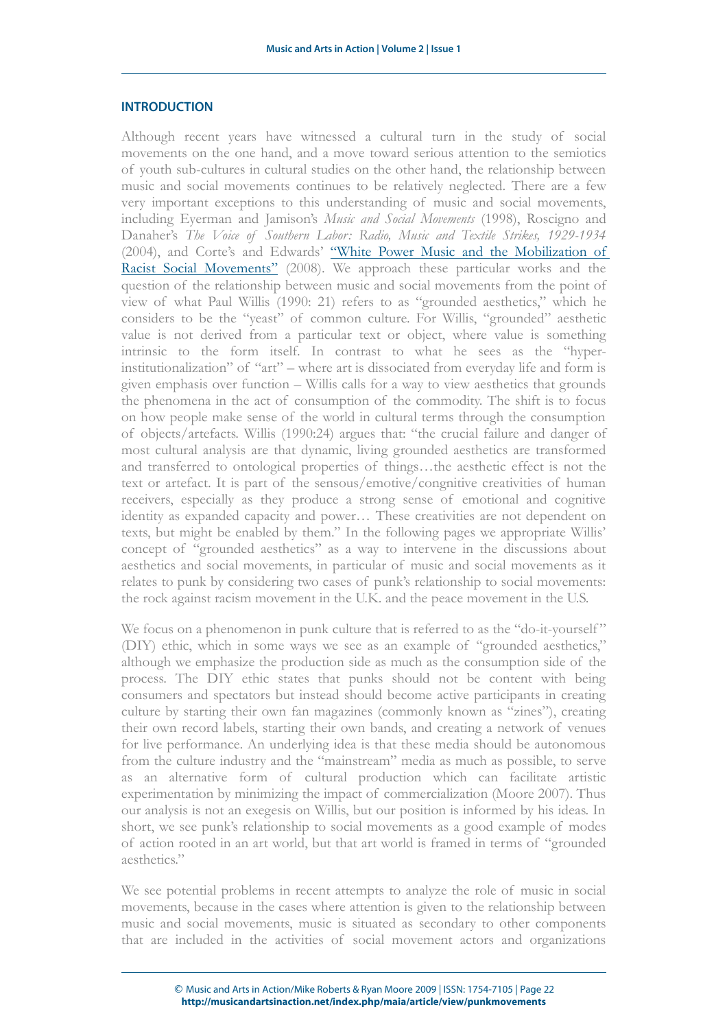## INTRODUCTION

Although recent years have witnessed a cultural turn in the study of social movements on the one hand, and a move toward serious attention to the semiotics of youth sub-cultures in cultural studies on the other hand, the relationship between music and social movements continues to be relatively neglected. There are a few very important exceptions to this understanding of music and social movements, including Eyerman and Jamison's *Music and Social Movements* (1998), Roscigno and Danaher's *The Voice of Southern Labor: Radio, Music and Textile Strikes, 1929-1934* (2004), and Corte's and Edwards' "White Power Music and the Mobilization of Racist Social Movements" (2008). We approach these particular works and the question of the relationship between music and social movements from the point of view of what Paul Willis (1990: 21) refers to as "grounded aesthetics," which he considers to be the "yeast" of common culture. For Willis, "grounded" aesthetic value is not derived from a particular text or object, where value is something intrinsic to the form itself. In contrast to what he sees as the "hyper-institutionalization" of "art" – where art is dissociated from everyday life and form is given emphasis over function – Willis calls for a way to view aesthetics that grounds the phenomena in the act of consumption of the commodity. The shift is to focus on how people make sense of the world in cultural terms through the consumption of objects/artefacts. Willis (1990:24) argues that: "the crucial failure and danger of most cultural analysis are that dynamic, living grounded aesthetics are transformed and transferred to ontological properties of things…the aesthetic effect is not the text or artefact. It is part of the sensous/emotive/congnitive creativities of human receivers, especially as they produce a strong sense of emotional and cognitive identity as expanded capacity and power… These creativities are not dependent on texts, but might be enabled by them." In the following pages we appropriate Willis' concept of "grounded aesthetics" as a way to intervene in the discussions about aesthetics and social movements, in particular of music and social movements as it relates to punk by considering two cases of punk's relationship to social movements: the rock against racism movement in the U.K. and the peace movement in the U.S.

We focus on a phenomenon in punk culture that is referred to as the "do-it-yourself" (DIY) ethic, which in some ways we see as an example of "grounded aesthetics," although we emphasize the production side as much as the consumption side of the process. The DIY ethic states that punks should not be content with being consumers and spectators but instead should become active participants in creating culture by starting their own fan magazines (commonly known as "zines"), creating their own record labels, starting their own bands, and creating a network of venues for live performance. An underlying idea is that these media should be autonomous from the culture industry and the "mainstream" media as much as possible, to serve as an alternative form of cultural production which can facilitate artistic experimentation by minimizing the impact of commercialization (Moore 2007). Thus our analysis is not an exegesis on Willis, but our position is informed by his ideas. In short, we see punk's relationship to social movements as a good example of modes of action rooted in an art world, but that art world is framed in terms of "grounded aesthetics."

We see potential problems in recent attempts to analyze the role of music in social movements, because in the cases where attention is given to the relationship between music and social movements, music is situated as secondary to other components that are included in the activities of social movement actors and organizations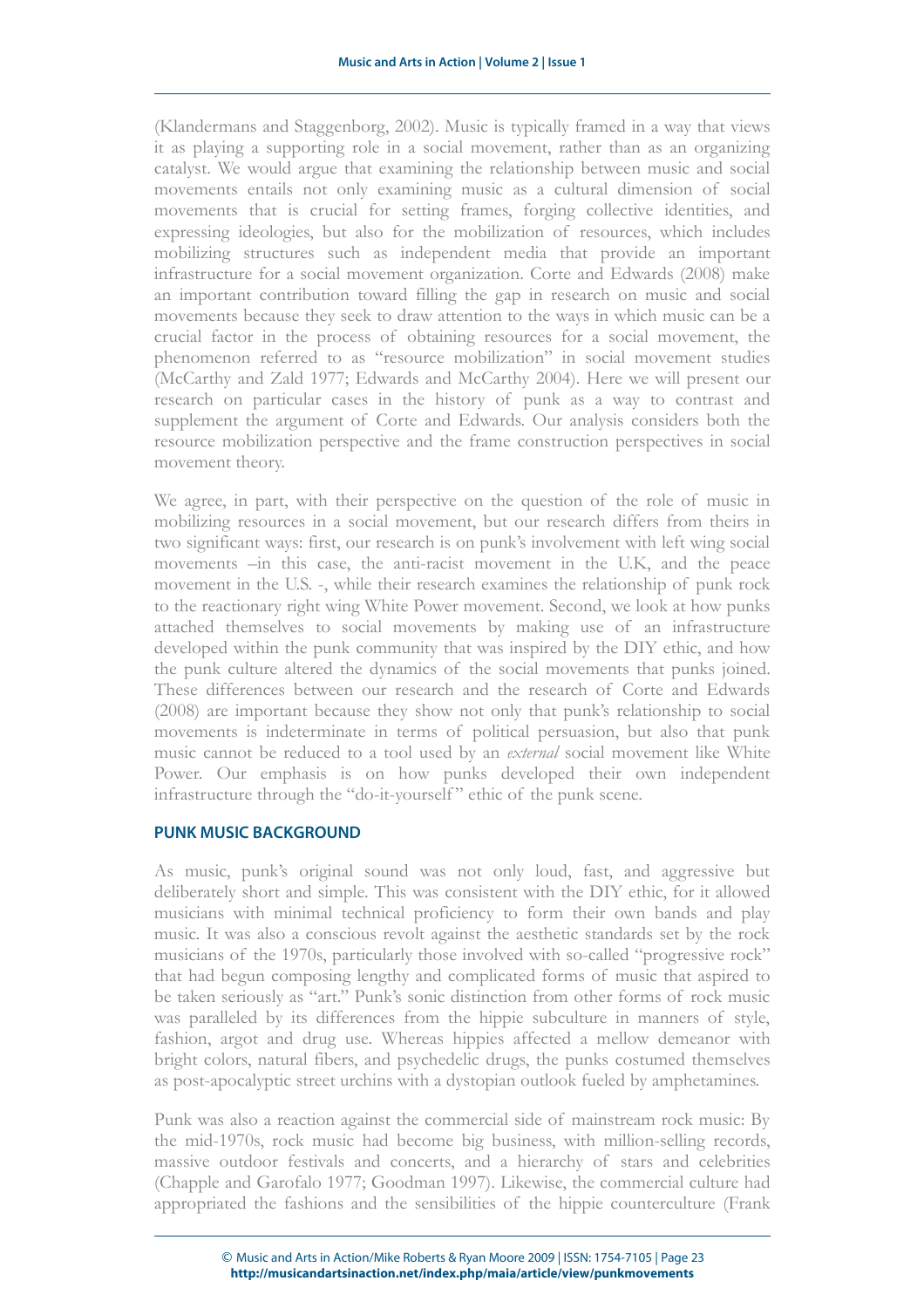(Klandermans and Staggenborg, 2002). Music is typically framed in a way that views it as playing a supporting role in a social movement, rather than as an organizing catalyst. We would argue that examining the relationship between music and social movements entails not only examining music as a cultural dimension of social movements that is crucial for setting frames, forging collective identities, and expressing ideologies, but also for the mobilization of resources, which includes mobilizing structures such as independent media that provide an important infrastructure for a social movement organization. Corte and Edwards (2008) make an important contribution toward filling the gap in research on music and social movements because they seek to draw attention to the ways in which music can be a crucial factor in the process of obtaining resources for a social movement, the phenomenon referred to as "resource mobilization" in social movement studies (McCarthy and Zald 1977; Edwards and McCarthy 2004). Here we will present our research on particular cases in the history of punk as a way to contrast and supplement the argument of Corte and Edwards. Our analysis considers both the resource mobilization perspective and the frame construction perspectives in social movement theory.

We agree, in part, with their perspective on the question of the role of music in mobilizing resources in a social movement, but our research differs from theirs in two significant ways: first, our research is on punk's involvement with left wing social movements –in this case, the anti-racist movement in the U.K, and the peace movement in the U.S. -, while their research examines the relationship of punk rock to the reactionary right wing White Power movement. Second, we look at how punks attached themselves to social movements by making use of an infrastructure developed within the punk community that was inspired by the DIY ethic, and how the punk culture altered the dynamics of the social movements that punks joined. These differences between our research and the research of Corte and Edwards (2008) are important because they show not only that punk's relationship to social movements is indeterminate in terms of political persuasion, but also that punk music cannot be reduced to a tool used by an *external* social movement like White Power. Our emphasis is on how punks developed their own independent infrastructure through the "do-it-yourself" ethic of the punk scene.

## PUNK MUSIC BACKGROUND

As music, punk's original sound was not only loud, fast, and aggressive but deliberately short and simple. This was consistent with the DIY ethic, for it allowed musicians with minimal technical proficiency to form their own bands and play music. It was also a conscious revolt against the aesthetic standards set by the rock musicians of the 1970s, particularly those involved with so-called "progressive rock" that had begun composing lengthy and complicated forms of music that aspired to be taken seriously as "art." Punk's sonic distinction from other forms of rock music was paralleled by its differences from the hippie subculture in manners of style, fashion, argot and drug use. Whereas hippies affected a mellow demeanor with bright colors, natural fibers, and psychedelic drugs, the punks costumed themselves as post-apocalyptic street urchins with a dystopian outlook fueled by amphetamines.

Punk was also a reaction against the commercial side of mainstream rock music: By the mid-1970s, rock music had become big business, with million-selling records, massive outdoor festivals and concerts, and a hierarchy of stars and celebrities (Chapple and Garofalo 1977; Goodman 1997). Likewise, the commercial culture had appropriated the fashions and the sensibilities of the hippie counterculture (Frank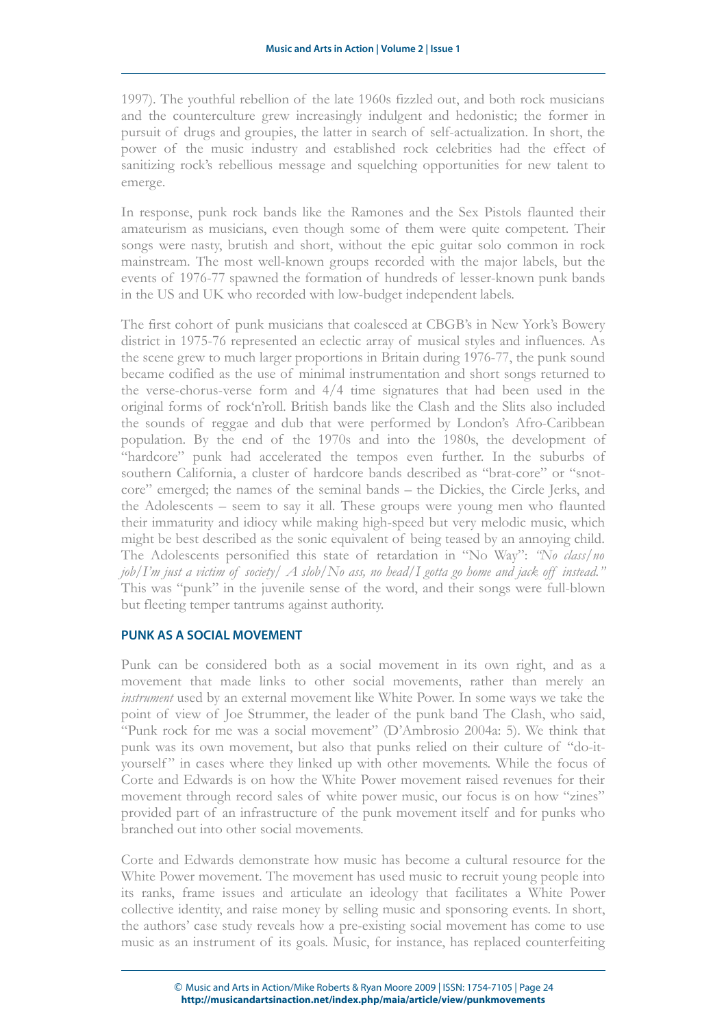1997). The youthful rebellion of the late 1960s fizzled out, and both rock musicians and the counterculture grew increasingly indulgent and hedonistic; the former in pursuit of drugs and groupies, the latter in search of self-actualization. In short, the power of the music industry and established rock celebrities had the effect of sanitizing rock's rebellious message and squelching opportunities for new talent to emerge.

In response, punk rock bands like the Ramones and the Sex Pistols flaunted their amateurism as musicians, even though some of them were quite competent. Their songs were nasty, brutish and short, without the epic guitar solo common in rock mainstream. The most well-known groups recorded with the major labels, but the events of 1976-77 spawned the formation of hundreds of lesser-known punk bands in the US and UK who recorded with low-budget independent labels.

The first cohort of punk musicians that coalesced at CBGB's in New York's Bowery district in 1975-76 represented an eclectic array of musical styles and influences. As the scene grew to much larger proportions in Britain during 1976-77, the punk sound became codified as the use of minimal instrumentation and short songs returned to the verse-chorus-verse form and 4/4 time signatures that had been used in the original forms of rock'n'roll. British bands like the Clash and the Slits also included the sounds of reggae and dub that were performed by London's Afro-Caribbean population. By the end of the 1970s and into the 1980s, the development of "hardcore" punk had accelerated the tempos even further. In the suburbs of southern California, a cluster of hardcore bands described as "brat-core" or "snot-core" emerged; the names of the seminal bands – the Dickies, the Circle Jerks, and the Adolescents – seem to say it all. These groups were young men who flaunted their immaturity and idiocy while making high-speed but very melodic music, which might be best described as the sonic equivalent of being teased by an annoying child. The Adolescents personified this state of retardation in "No Way": *"No class/no job/I'm just a victim of society/ A slob/No ass, no head/I gotta go home and jack off instead."* This was "punk" in the juvenile sense of the word, and their songs were full-blown but fleeting temper tantrums against authority.

## PUNK AS A SOCIAL MOVEMENT

Punk can be considered both as a social movement in its own right, and as a movement that made links to other social movements, rather than merely an *instrument* used by an external movement like White Power. In some ways we take the point of view of Joe Strummer, the leader of the punk band The Clash, who said, "Punk rock for me was a social movement" (D'Ambrosio 2004a: 5). We think that punk was its own movement, but also that punks relied on their culture of "do-it-yourself" in cases where they linked up with other movements. While the focus of Corte and Edwards is on how the White Power movement raised revenues for their movement through record sales of white power music, our focus is on how "zines" provided part of an infrastructure of the punk movement itself and for punks who branched out into other social movements.

Corte and Edwards demonstrate how music has become a cultural resource for the White Power movement. The movement has used music to recruit young people into its ranks, frame issues and articulate an ideology that facilitates a White Power collective identity, and raise money by selling music and sponsoring events. In short, the authors' case study reveals how a pre-existing social movement has come to use music as an instrument of its goals. Music, for instance, has replaced counterfeiting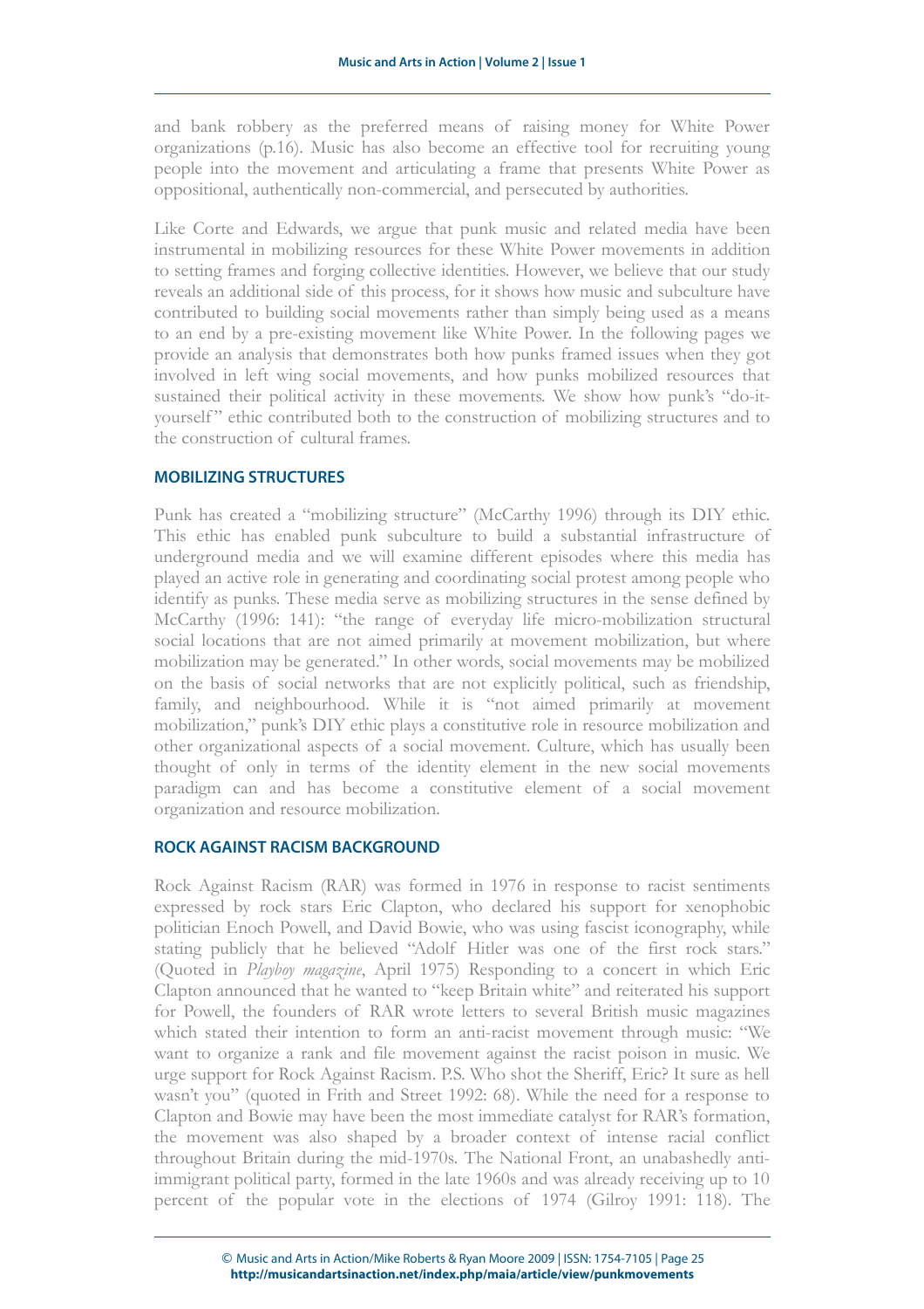and bank robbery as the preferred means of raising money for White Power organizations (p.16). Music has also become an effective tool for recruiting young people into the movement and articulating a frame that presents White Power as oppositional, authentically non-commercial, and persecuted by authorities.

Like Corte and Edwards, we argue that punk music and related media have been instrumental in mobilizing resources for these White Power movements in addition to setting frames and forging collective identities. However, we believe that our study reveals an additional side of this process, for it shows how music and subculture have contributed to building social movements rather than simply being used as a means to an end by a pre-existing movement like White Power. In the following pages we provide an analysis that demonstrates both how punks framed issues when they got involved in left wing social movements, and how punks mobilized resources that sustained their political activity in these movements. We show how punk's "do-it-yourself" ethic contributed both to the construction of mobilizing structures and to the construction of cultural frames.

## MOBILIZING STRUCTURES

Punk has created a "mobilizing structure" (McCarthy 1996) through its DIY ethic. This ethic has enabled punk subculture to build a substantial infrastructure of underground media and we will examine different episodes where this media has played an active role in generating and coordinating social protest among people who identify as punks. These media serve as mobilizing structures in the sense defined by McCarthy (1996: 141): "the range of everyday life micro-mobilization structural social locations that are not aimed primarily at movement mobilization, but where mobilization may be generated." In other words, social movements may be mobilized on the basis of social networks that are not explicitly political, such as friendship, family, and neighbourhood. While it is "not aimed primarily at movement mobilization," punk's DIY ethic plays a constitutive role in resource mobilization and other organizational aspects of a social movement. Culture, which has usually been thought of only in terms of the identity element in the new social movements paradigm can and has become a constitutive element of a social movement organization and resource mobilization.

## ROCK AGAINST RACISM BACKGROUND

Rock Against Racism (RAR) was formed in 1976 in response to racist sentiments expressed by rock stars Eric Clapton, who declared his support for xenophobic politician Enoch Powell, and David Bowie, who was using fascist iconography, while stating publicly that he believed "Adolf Hitler was one of the first rock stars." (Quoted in *Playboy magazine*, April 1975) Responding to a concert in which Eric Clapton announced that he wanted to "keep Britain white" and reiterated his support for Powell, the founders of RAR wrote letters to several British music magazines which stated their intention to form an anti-racist movement through music: "We want to organize a rank and file movement against the racist poison in music. We urge support for Rock Against Racism. P.S. Who shot the Sheriff, Eric? It sure as hell wasn't you" (quoted in Frith and Street 1992: 68). While the need for a response to Clapton and Bowie may have been the most immediate catalyst for RAR's formation, the movement was also shaped by a broader context of intense racial conflict throughout Britain during the mid-1970s. The National Front, an unabashedly anti-immigrant political party, formed in the late 1960s and was already receiving up to 10 percent of the popular vote in the elections of 1974 (Gilroy 1991: 118). The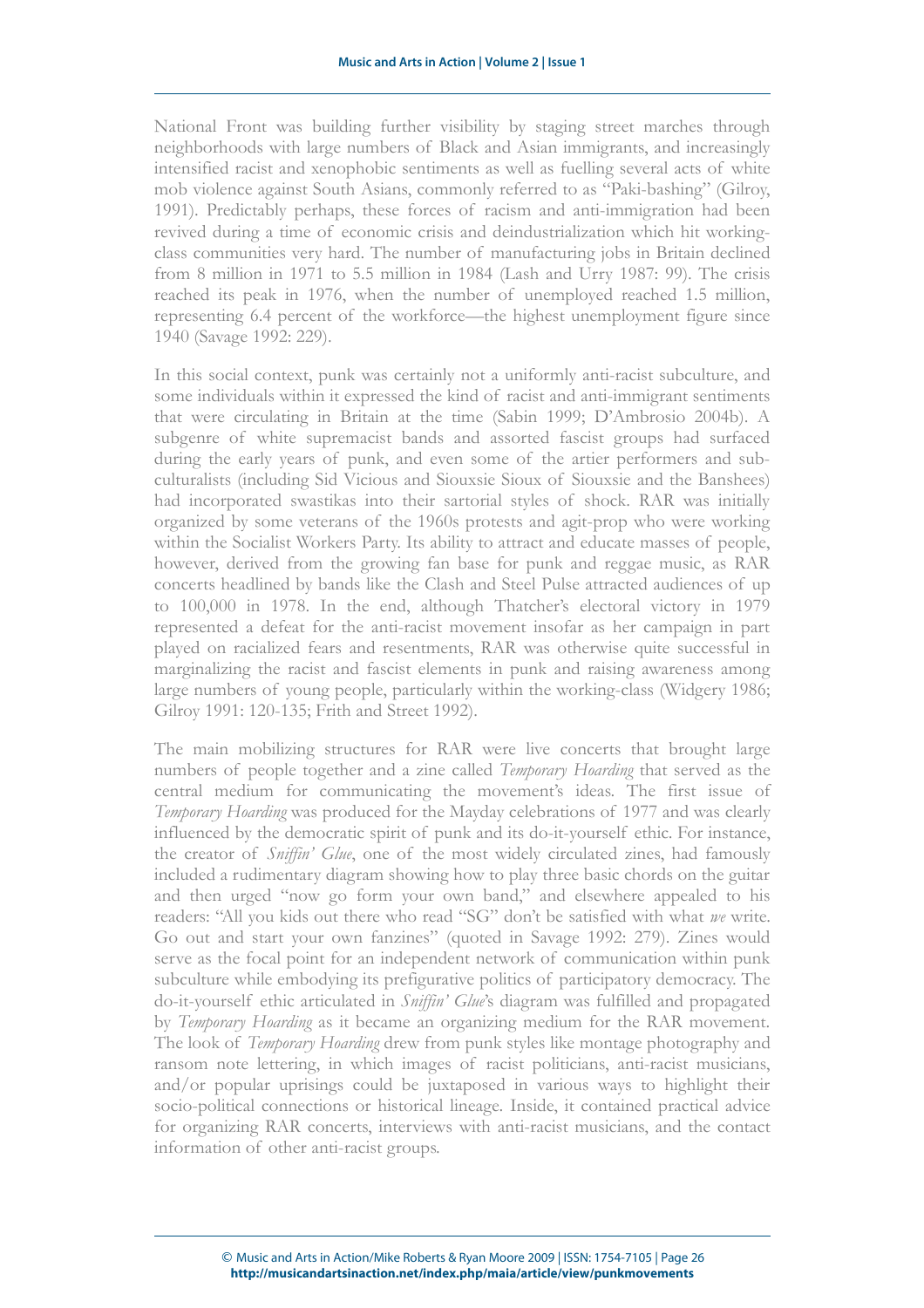National Front was building further visibility by staging street marches through neighborhoods with large numbers of Black and Asian immigrants, and increasingly intensified racist and xenophobic sentiments as well as fuelling several acts of white mob violence against South Asians, commonly referred to as "Paki-bashing" (Gilroy, 1991). Predictably perhaps, these forces of racism and anti-immigration had been revived during a time of economic crisis and deindustrialization which hit working-class communities very hard. The number of manufacturing jobs in Britain declined from 8 million in 1971 to 5.5 million in 1984 (Lash and Urry 1987: 99). The crisis reached its peak in 1976, when the number of unemployed reached 1.5 million, representing 6.4 percent of the workforce—the highest unemployment figure since 1940 (Savage 1992: 229).

In this social context, punk was certainly not a uniformly anti-racist subculture, and some individuals within it expressed the kind of racist and anti-immigrant sentiments that were circulating in Britain at the time (Sabin 1999; D'Ambrosio 2004b). A subgenre of white supremacist bands and assorted fascist groups had surfaced during the early years of punk, and even some of the artier performers and subculturalists (including Sid Vicious and Siouxsie Sioux of Siouxsie and the Banshees) had incorporated swastikas into their sartorial styles of shock. RAR was initially organized by some veterans of the 1960s protests and agit-prop who were working within the Socialist Workers Party. Its ability to attract and educate masses of people, however, derived from the growing fan base for punk and reggae music, as RAR concerts headlined by bands like the Clash and Steel Pulse attracted audiences of up to 100,000 in 1978. In the end, although Thatcher's electoral victory in 1979 represented a defeat for the anti-racist movement insofar as her campaign in part played on racialized fears and resentments, RAR was otherwise quite successful in marginalizing the racist and fascist elements in punk and raising awareness among large numbers of young people, particularly within the working-class (Widgery 1986; Gilroy 1991: 120-135; Frith and Street 1992).

The main mobilizing structures for RAR were live concerts that brought large numbers of people together and a zine called *Temporary Hoarding* that served as the central medium for communicating the movement's ideas. The first issue of *Temporary Hoarding* was produced for the Mayday celebrations of 1977 and was clearly influenced by the democratic spirit of punk and its do-it-yourself ethic. For instance, the creator of *Sniffin' Glue*, one of the most widely circulated zines, had famously included a rudimentary diagram showing how to play three basic chords on the guitar and then urged "now go form your own band," and elsewhere appealed to his readers: "All you kids out there who read "SG" don't be satisfied with what *we* write. Go out and start your own fanzines" (quoted in Savage 1992: 279). Zines would serve as the focal point for an independent network of communication within punk subculture while embodying its prefigurative politics of participatory democracy. The do-it-yourself ethic articulated in *Sniffin' Glue*'s diagram was fulfilled and propagated by *Temporary Hoarding* as it became an organizing medium for the RAR movement. The look of *Temporary Hoarding* drew from punk styles like montage photography and ransom note lettering, in which images of racist politicians, anti-racist musicians, and/or popular uprisings could be juxtaposed in various ways to highlight their socio-political connections or historical lineage. Inside, it contained practical advice for organizing RAR concerts, interviews with anti-racist musicians, and the contact information of other anti-racist groups.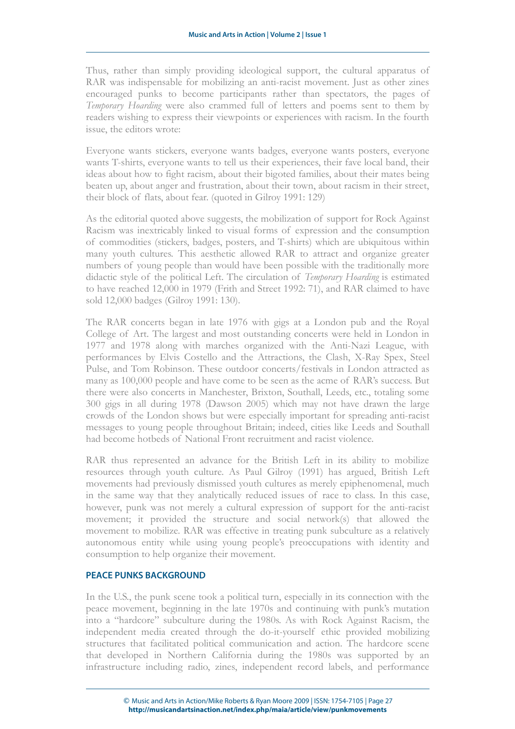Thus, rather than simply providing ideological support, the cultural apparatus of RAR was indispensable for mobilizing an anti-racist movement. Just as other zines encouraged punks to become participants rather than spectators, the pages of *Temporary Hoarding* were also crammed full of letters and poems sent to them by readers wishing to express their viewpoints or experiences with racism. In the fourth issue, the editors wrote:

> Everyone wants stickers, everyone wants badges, everyone wants posters, everyone wants T-shirts, everyone wants to tell us their experiences, their fave local band, their ideas about how to fight racism, about their bigoted families, about their mates being beaten up, about anger and frustration, about their town, about racism in their street, their block of flats, about fear. (quoted in Gilroy 1991: 129)

As the editorial quoted above suggests, the mobilization of support for Rock Against Racism was inextricably linked to visual forms of expression and the consumption of commodities (stickers, badges, posters, and T-shirts) which are ubiquitous within many youth cultures. This aesthetic allowed RAR to attract and organize greater numbers of young people than would have been possible with the traditionally more didactic style of the political Left. The circulation of *Temporary Hoarding* is estimated to have reached 12,000 in 1979 (Frith and Street 1992: 71), and RAR claimed to have sold 12,000 badges (Gilroy 1991: 130).

The RAR concerts began in late 1976 with gigs at a London pub and the Royal College of Art. The largest and most outstanding concerts were held in London in 1977 and 1978 along with marches organized with the Anti-Nazi League, with performances by Elvis Costello and the Attractions, the Clash, X-Ray Spex, Steel Pulse, and Tom Robinson. These outdoor concerts/festivals in London attracted as many as 100,000 people and have come to be seen as the acme of RAR's success. But there were also concerts in Manchester, Brixton, Southall, Leeds, etc., totaling some 300 gigs in all during 1978 (Dawson 2005) which may not have drawn the large crowds of the London shows but were especially important for spreading anti-racist messages to young people throughout Britain; indeed, cities like Leeds and Southall had become hotbeds of National Front recruitment and racist violence.

RAR thus represented an advance for the British Left in its ability to mobilize resources through youth culture. As Paul Gilroy (1991) has argued, British Left movements had previously dismissed youth cultures as merely epiphenomenal, much in the same way that they analytically reduced issues of race to class. In this case, however, punk was not merely a cultural expression of support for the anti-racist movement; it provided the structure and social network(s) that allowed the movement to mobilize. RAR was effective in treating punk subculture as a relatively autonomous entity while using young people's preoccupations with identity and consumption to help organize their movement.

## PEACE PUNKS BACKGROUND

In the U.S., the punk scene took a political turn, especially in its connection with the peace movement, beginning in the late 1970s and continuing with punk's mutation into a "hardcore" subculture during the 1980s. As with Rock Against Racism, the independent media created through the do-it-yourself ethic provided mobilizing structures that facilitated political communication and action. The hardcore scene that developed in Northern California during the 1980s was supported by an infrastructure including radio, zines, independent record labels, and performance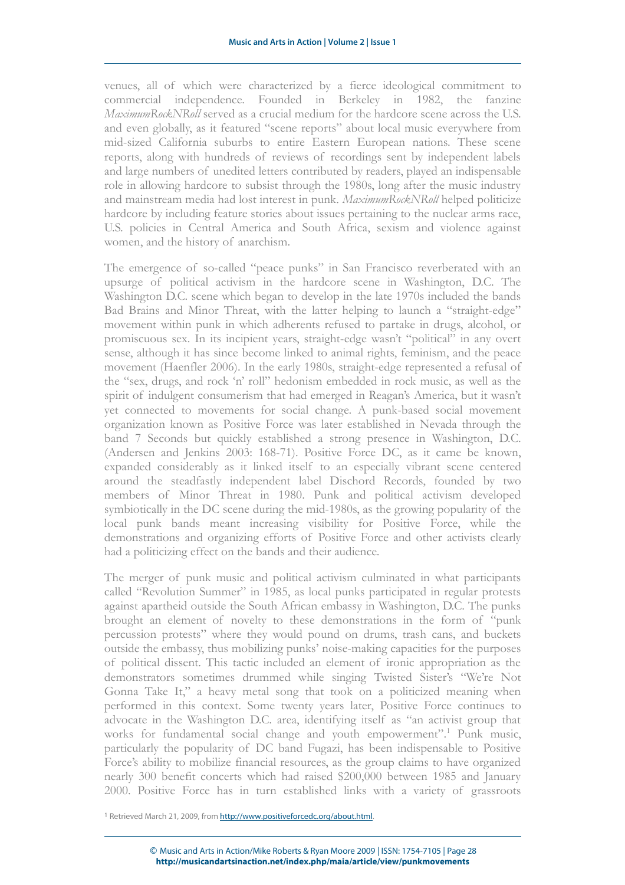venues, all of which were characterized by a fierce ideological commitment to commercial independence. Founded in Berkeley in 1982, the fanzine *MaximumRockNRoll* served as a crucial medium for the hardcore scene across the U.S. and even globally, as it featured "scene reports" about local music everywhere from mid-sized California suburbs to entire Eastern European nations. These scene reports, along with hundreds of reviews of recordings sent by independent labels and large numbers of unedited letters contributed by readers, played an indispensable role in allowing hardcore to subsist through the 1980s, long after the music industry and mainstream media had lost interest in punk. *MaximumRockNRoll* helped politicize hardcore by including feature stories about issues pertaining to the nuclear arms race, U.S. policies in Central America and South Africa, sexism and violence against women, and the history of anarchism.

The emergence of so-called "peace punks" in San Francisco reverberated with an upsurge of political activism in the hardcore scene in Washington, D.C. The Washington D.C. scene which began to develop in the late 1970s included the bands Bad Brains and Minor Threat, with the latter helping to launch a "straight-edge" movement within punk in which adherents refused to partake in drugs, alcohol, or promiscuous sex. In its incipient years, straight-edge wasn't "political" in any overt sense, although it has since become linked to animal rights, feminism, and the peace movement (Haenfler 2006). In the early 1980s, straight-edge represented a refusal of the "sex, drugs, and rock 'n' roll" hedonism embedded in rock music, as well as the spirit of indulgent consumerism that had emerged in Reagan's America, but it wasn't yet connected to movements for social change. A punk-based social movement organization known as Positive Force was later established in Nevada through the band 7 Seconds but quickly established a strong presence in Washington, D.C. (Andersen and Jenkins 2003: 168-71). Positive Force DC, as it came be known, expanded considerably as it linked itself to an especially vibrant scene centered around the steadfastly independent label Dischord Records, founded by two members of Minor Threat in 1980. Punk and political activism developed symbiotically in the DC scene during the mid-1980s, as the growing popularity of the local punk bands meant increasing visibility for Positive Force, while the demonstrations and organizing efforts of Positive Force and other activists clearly had a politicizing effect on the bands and their audience.

The merger of punk music and political activism culminated in what participants called "Revolution Summer" in 1985, as local punks participated in regular protests against apartheid outside the South African embassy in Washington, D.C. The punks brought an element of novelty to these demonstrations in the form of "punk percussion protests" where they would pound on drums, trash cans, and buckets outside the embassy, thus mobilizing punks' noise-making capacities for the purposes of political dissent. This tactic included an element of ironic appropriation as the demonstrators sometimes drummed while singing Twisted Sister's "We're Not Gonna Take It," a heavy metal song that took on a politicized meaning when performed in this context. Some twenty years later, Positive Force continues to advocate in the Washington D.C. area, identifying itself as "an activist group that works for fundamental social change and youth empowerment".[1] Punk music, particularly the popularity of DC band Fugazi, has been indispensable to Positive Force's ability to mobilize financial resources, as the group claims to have organized nearly 300 benefit concerts which had raised $200,000 between 1985 and January 2000. Positive Force has in turn established links with a variety of grassroots

[1] Retrieved March 21, 2009, from http://www.positiveforcedc.org/about.html.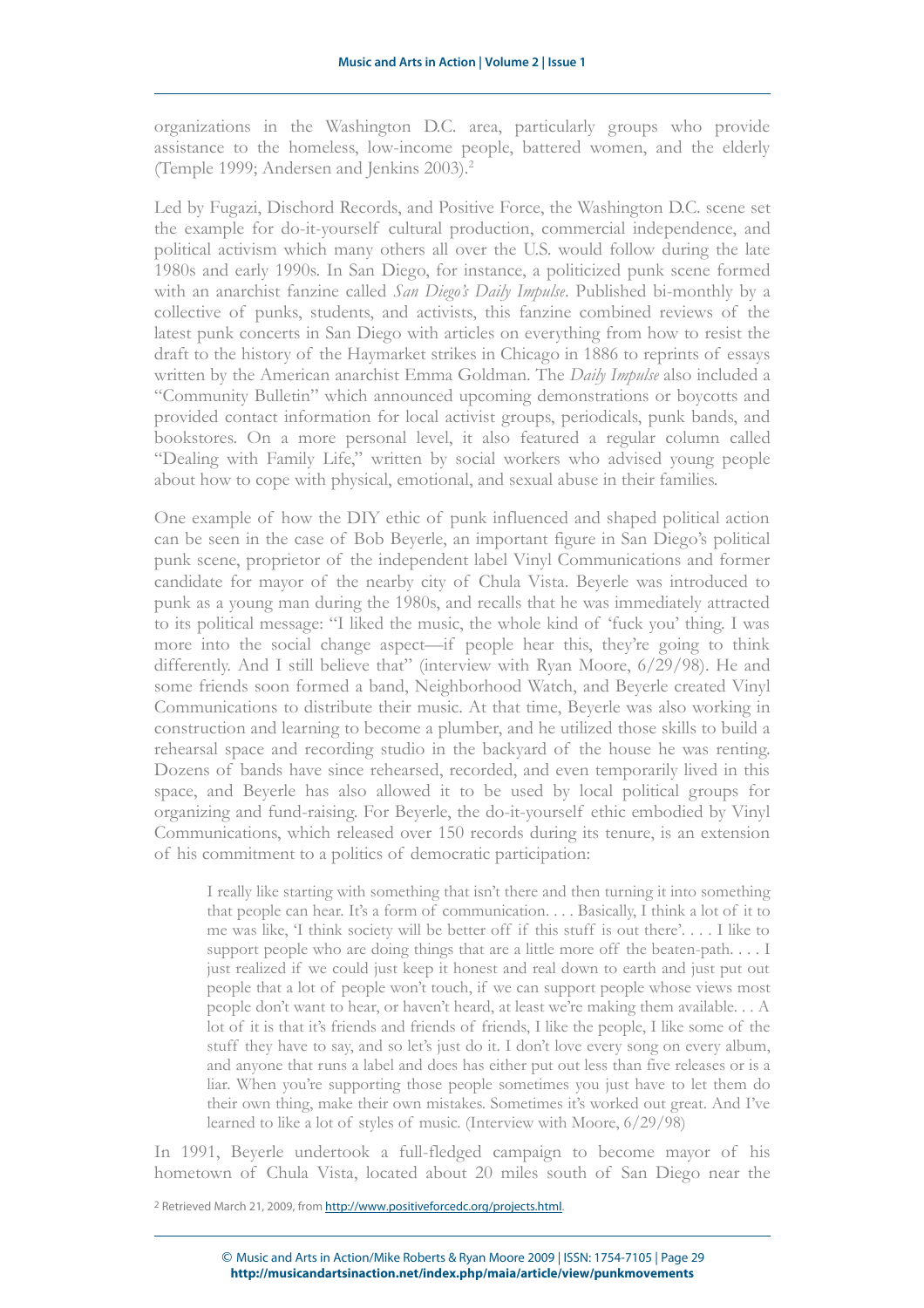organizations in the Washington D.C. area, particularly groups who provide assistance to the homeless, low-income people, battered women, and the elderly (Temple 1999; Andersen and Jenkins 2003).[2]

Led by Fugazi, Dischord Records, and Positive Force, the Washington D.C. scene set the example for do-it-yourself cultural production, commercial independence, and political activism which many others all over the U.S. would follow during the late 1980s and early 1990s. In San Diego, for instance, a politicized punk scene formed with an anarchist fanzine called *San Diego's Daily Impulse*. Published bi-monthly by a collective of punks, students, and activists, this fanzine combined reviews of the latest punk concerts in San Diego with articles on everything from how to resist the draft to the history of the Haymarket strikes in Chicago in 1886 to reprints of essays written by the American anarchist Emma Goldman. The *Daily Impulse* also included a "Community Bulletin" which announced upcoming demonstrations or boycotts and provided contact information for local activist groups, periodicals, punk bands, and bookstores. On a more personal level, it also featured a regular column called "Dealing with Family Life," written by social workers who advised young people about how to cope with physical, emotional, and sexual abuse in their families.

One example of how the DIY ethic of punk influenced and shaped political action can be seen in the case of Bob Beyerle, an important figure in San Diego's political punk scene, proprietor of the independent label Vinyl Communications and former candidate for mayor of the nearby city of Chula Vista. Beyerle was introduced to punk as a young man during the 1980s, and recalls that he was immediately attracted to its political message: "I liked the music, the whole kind of 'fuck you' thing. I was more into the social change aspect—if people hear this, they're going to think differently. And I still believe that" (interview with Ryan Moore, 6/29/98). He and some friends soon formed a band, Neighborhood Watch, and Beyerle created Vinyl Communications to distribute their music. At that time, Beyerle was also working in construction and learning to become a plumber, and he utilized those skills to build a rehearsal space and recording studio in the backyard of the house he was renting. Dozens of bands have since rehearsed, recorded, and even temporarily lived in this space, and Beyerle has also allowed it to be used by local political groups for organizing and fund-raising. For Beyerle, the do-it-yourself ethic embodied by Vinyl Communications, which released over 150 records during its tenure, is an extension of his commitment to a politics of democratic participation:

> I really like starting with something that isn't there and then turning it into something that people can hear. It's a form of communication. . . . Basically, I think a lot of it to me was like, 'I think society will be better off if this stuff is out there'. . . . I like to support people who are doing things that are a little more off the beaten-path. . . . I just realized if we could just keep it honest and real down to earth and just put out people that a lot of people won't touch, if we can support people whose views most people don't want to hear, or haven't heard, at least we're making them available. . . A lot of it is that it's friends and friends of friends, I like the people, I like some of the stuff they have to say, and so let's just do it. I don't love every song on every album, and anyone that runs a label and does has either put out less than five releases or is a liar. When you're supporting those people sometimes you just have to let them do their own thing, make their own mistakes. Sometimes it's worked out great. And I've learned to like a lot of styles of music. (Interview with Moore, 6/29/98)

In 1991, Beyerle undertook a full-fledged campaign to become mayor of his hometown of Chula Vista, located about 20 miles south of San Diego near the

[2] Retrieved March 21, 2009, from http://www.positiveforcedc.org/projects.html.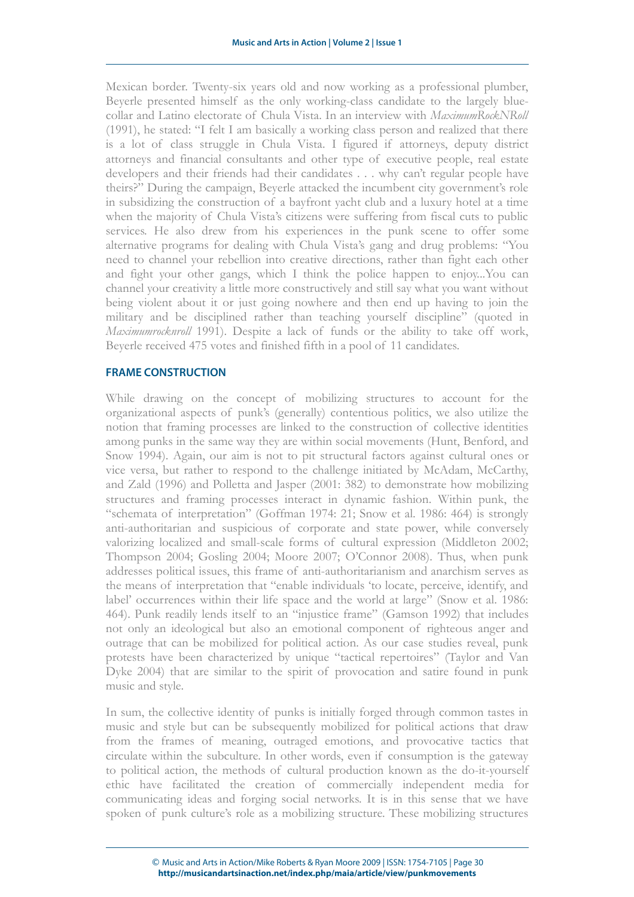Mexican border. Twenty-six years old and now working as a professional plumber, Beyerle presented himself as the only working-class candidate to the largely blue-collar and Latino electorate of Chula Vista. In an interview with *MaximumRockNRoll* (1991), he stated: "I felt I am basically a working class person and realized that there is a lot of class struggle in Chula Vista. I figured if attorneys, deputy district attorneys and financial consultants and other type of executive people, real estate developers and their friends had their candidates . . . why can't regular people have theirs?" During the campaign, Beyerle attacked the incumbent city government's role in subsidizing the construction of a bayfront yacht club and a luxury hotel at a time when the majority of Chula Vista's citizens were suffering from fiscal cuts to public services. He also drew from his experiences in the punk scene to offer some alternative programs for dealing with Chula Vista's gang and drug problems: "You need to channel your rebellion into creative directions, rather than fight each other and fight your other gangs, which I think the police happen to enjoy...You can channel your creativity a little more constructively and still say what you want without being violent about it or just going nowhere and then end up having to join the military and be disciplined rather than teaching yourself discipline" (quoted in *Maximumrocknroll* 1991). Despite a lack of funds or the ability to take off work, Beyerle received 475 votes and finished fifth in a pool of 11 candidates.

## FRAME CONSTRUCTION

While drawing on the concept of mobilizing structures to account for the organizational aspects of punk's (generally) contentious politics, we also utilize the notion that framing processes are linked to the construction of collective identities among punks in the same way they are within social movements (Hunt, Benford, and Snow 1994). Again, our aim is not to pit structural factors against cultural ones or vice versa, but rather to respond to the challenge initiated by McAdam, McCarthy, and Zald (1996) and Polletta and Jasper (2001: 382) to demonstrate how mobilizing structures and framing processes interact in dynamic fashion. Within punk, the "schemata of interpretation" (Goffman 1974: 21; Snow et al. 1986: 464) is strongly anti-authoritarian and suspicious of corporate and state power, while conversely valorizing localized and small-scale forms of cultural expression (Middleton 2002; Thompson 2004; Gosling 2004; Moore 2007; O'Connor 2008). Thus, when punk addresses political issues, this frame of anti-authoritarianism and anarchism serves as the means of interpretation that "enable individuals 'to locate, perceive, identify, and label' occurrences within their life space and the world at large" (Snow et al. 1986: 464). Punk readily lends itself to an "injustice frame" (Gamson 1992) that includes not only an ideological but also an emotional component of righteous anger and outrage that can be mobilized for political action. As our case studies reveal, punk protests have been characterized by unique "tactical repertoires" (Taylor and Van Dyke 2004) that are similar to the spirit of provocation and satire found in punk music and style.

In sum, the collective identity of punks is initially forged through common tastes in music and style but can be subsequently mobilized for political actions that draw from the frames of meaning, outraged emotions, and provocative tactics that circulate within the subculture. In other words, even if consumption is the gateway to political action, the methods of cultural production known as the do-it-yourself ethic have facilitated the creation of commercially independent media for communicating ideas and forging social networks. It is in this sense that we have spoken of punk culture's role as a mobilizing structure. These mobilizing structures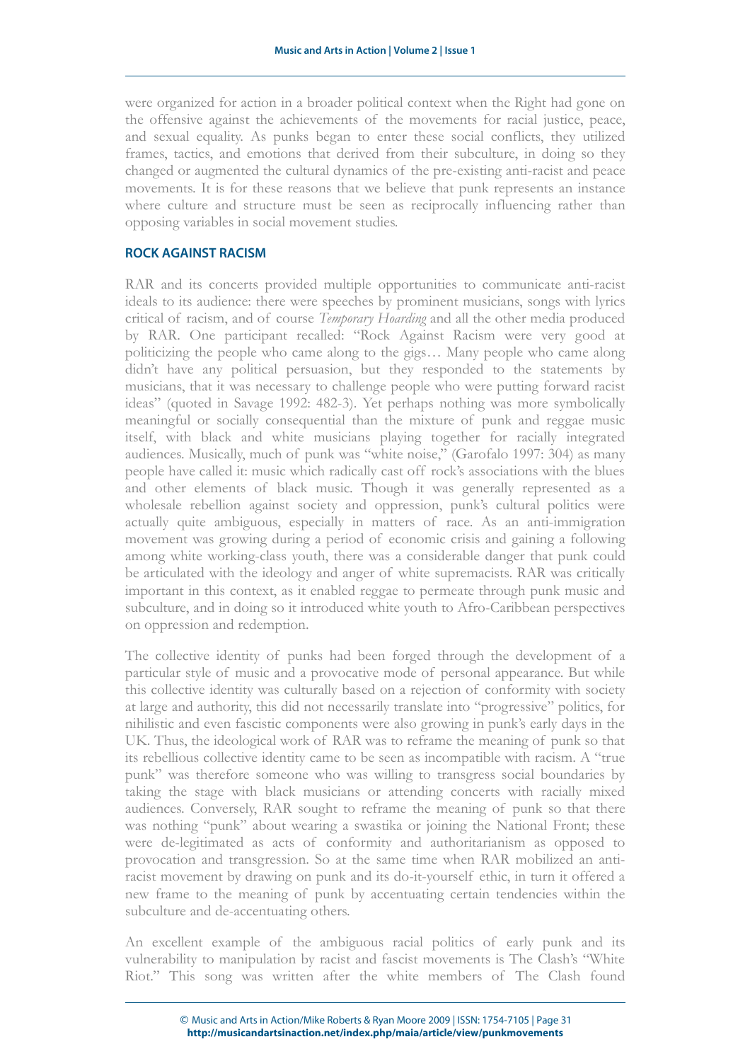were organized for action in a broader political context when the Right had gone on the offensive against the achievements of the movements for racial justice, peace, and sexual equality. As punks began to enter these social conflicts, they utilized frames, tactics, and emotions that derived from their subculture, in doing so they changed or augmented the cultural dynamics of the pre-existing anti-racist and peace movements. It is for these reasons that we believe that punk represents an instance where culture and structure must be seen as reciprocally influencing rather than opposing variables in social movement studies.

## ROCK AGAINST RACISM

RAR and its concerts provided multiple opportunities to communicate anti-racist ideals to its audience: there were speeches by prominent musicians, songs with lyrics critical of racism, and of course *Temporary Hoarding* and all the other media produced by RAR. One participant recalled: "Rock Against Racism were very good at politicizing the people who came along to the gigs… Many people who came along didn't have any political persuasion, but they responded to the statements by musicians, that it was necessary to challenge people who were putting forward racist ideas" (quoted in Savage 1992: 482-3). Yet perhaps nothing was more symbolically meaningful or socially consequential than the mixture of punk and reggae music itself, with black and white musicians playing together for racially integrated audiences. Musically, much of punk was "white noise," (Garofalo 1997: 304) as many people have called it: music which radically cast off rock's associations with the blues and other elements of black music. Though it was generally represented as a wholesale rebellion against society and oppression, punk's cultural politics were actually quite ambiguous, especially in matters of race. As an anti-immigration movement was growing during a period of economic crisis and gaining a following among white working-class youth, there was a considerable danger that punk could be articulated with the ideology and anger of white supremacists. RAR was critically important in this context, as it enabled reggae to permeate through punk music and subculture, and in doing so it introduced white youth to Afro-Caribbean perspectives on oppression and redemption.

The collective identity of punks had been forged through the development of a particular style of music and a provocative mode of personal appearance. But while this collective identity was culturally based on a rejection of conformity with society at large and authority, this did not necessarily translate into "progressive" politics, for nihilistic and even fascistic components were also growing in punk's early days in the UK. Thus, the ideological work of RAR was to reframe the meaning of punk so that its rebellious collective identity came to be seen as incompatible with racism. A "true punk" was therefore someone who was willing to transgress social boundaries by taking the stage with black musicians or attending concerts with racially mixed audiences. Conversely, RAR sought to reframe the meaning of punk so that there was nothing "punk" about wearing a swastika or joining the National Front; these were de-legitimated as acts of conformity and authoritarianism as opposed to provocation and transgression. So at the same time when RAR mobilized an anti-racist movement by drawing on punk and its do-it-yourself ethic, in turn it offered a new frame to the meaning of punk by accentuating certain tendencies within the subculture and de-accentuating others.

An excellent example of the ambiguous racial politics of early punk and its vulnerability to manipulation by racist and fascist movements is The Clash's "White Riot." This song was written after the white members of The Clash found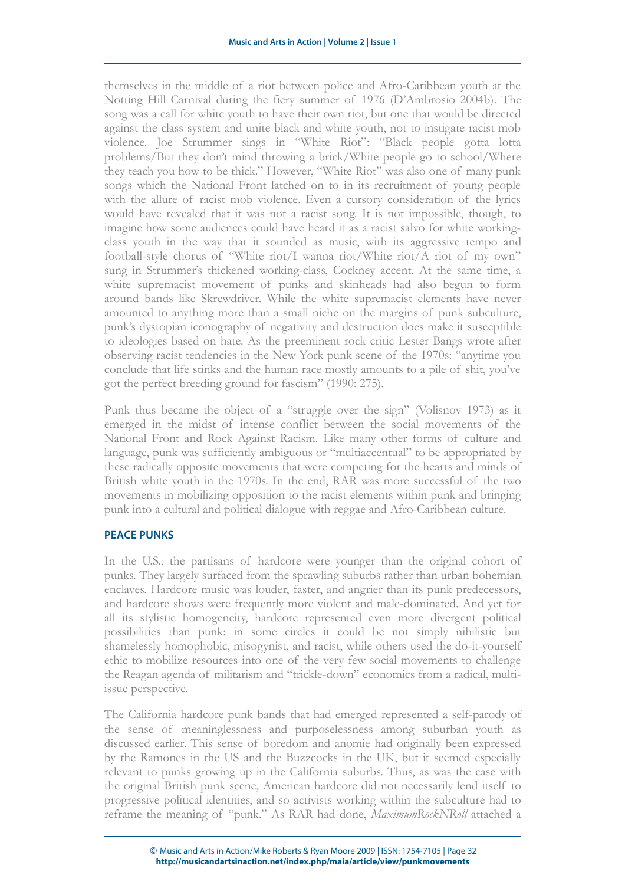themselves in the middle of a riot between police and Afro-Caribbean youth at the Notting Hill Carnival during the fiery summer of 1976 (D'Ambrosio 2004b). The song was a call for white youth to have their own riot, but one that would be directed against the class system and unite black and white youth, not to instigate racist mob violence. Joe Strummer sings in "White Riot": "Black people gotta lotta problems/But they don't mind throwing a brick/White people go to school/Where they teach you how to be thick." However, "White Riot" was also one of many punk songs which the National Front latched on to in its recruitment of young people with the allure of racist mob violence. Even a cursory consideration of the lyrics would have revealed that it was not a racist song. It is not impossible, though, to imagine how some audiences could have heard it as a racist salvo for white working-class youth in the way that it sounded as music, with its aggressive tempo and football-style chorus of "White riot/I wanna riot/White riot/A riot of my own" sung in Strummer's thickened working-class, Cockney accent. At the same time, a white supremacist movement of punks and skinheads had also begun to form around bands like Skrewdriver. While the white supremacist elements have never amounted to anything more than a small niche on the margins of punk subculture, punk's dystopian iconography of negativity and destruction does make it susceptible to ideologies based on hate. As the preeminent rock critic Lester Bangs wrote after observing racist tendencies in the New York punk scene of the 1970s: "anytime you conclude that life stinks and the human race mostly amounts to a pile of shit, you've got the perfect breeding ground for fascism" (1990: 275).

Punk thus became the object of a "struggle over the sign" (Volisnov 1973) as it emerged in the midst of intense conflict between the social movements of the National Front and Rock Against Racism. Like many other forms of culture and language, punk was sufficiently ambiguous or "multiaccentual" to be appropriated by these radically opposite movements that were competing for the hearts and minds of British white youth in the 1970s. In the end, RAR was more successful of the two movements in mobilizing opposition to the racist elements within punk and bringing punk into a cultural and political dialogue with reggae and Afro-Caribbean culture.

## PEACE PUNKS

In the U.S., the partisans of hardcore were younger than the original cohort of punks. They largely surfaced from the sprawling suburbs rather than urban bohemian enclaves. Hardcore music was louder, faster, and angrier than its punk predecessors, and hardcore shows were frequently more violent and male-dominated. And yet for all its stylistic homogeneity, hardcore represented even more divergent political possibilities than punk: in some circles it could be not simply nihilistic but shamelessly homophobic, misogynist, and racist, while others used the do-it-yourself ethic to mobilize resources into one of the very few social movements to challenge the Reagan agenda of militarism and "trickle-down" economics from a radical, multi-issue perspective.

The California hardcore punk bands that had emerged represented a self-parody of the sense of meaninglessness and purposelessness among suburban youth as discussed earlier. This sense of boredom and anomie had originally been expressed by the Ramones in the US and the Buzzcocks in the UK, but it seemed especially relevant to punks growing up in the California suburbs. Thus, as was the case with the original British punk scene, American hardcore did not necessarily lend itself to progressive political identities, and so activists working within the subculture had to reframe the meaning of "punk." As RAR had done, *MaximumRockNRoll* attached a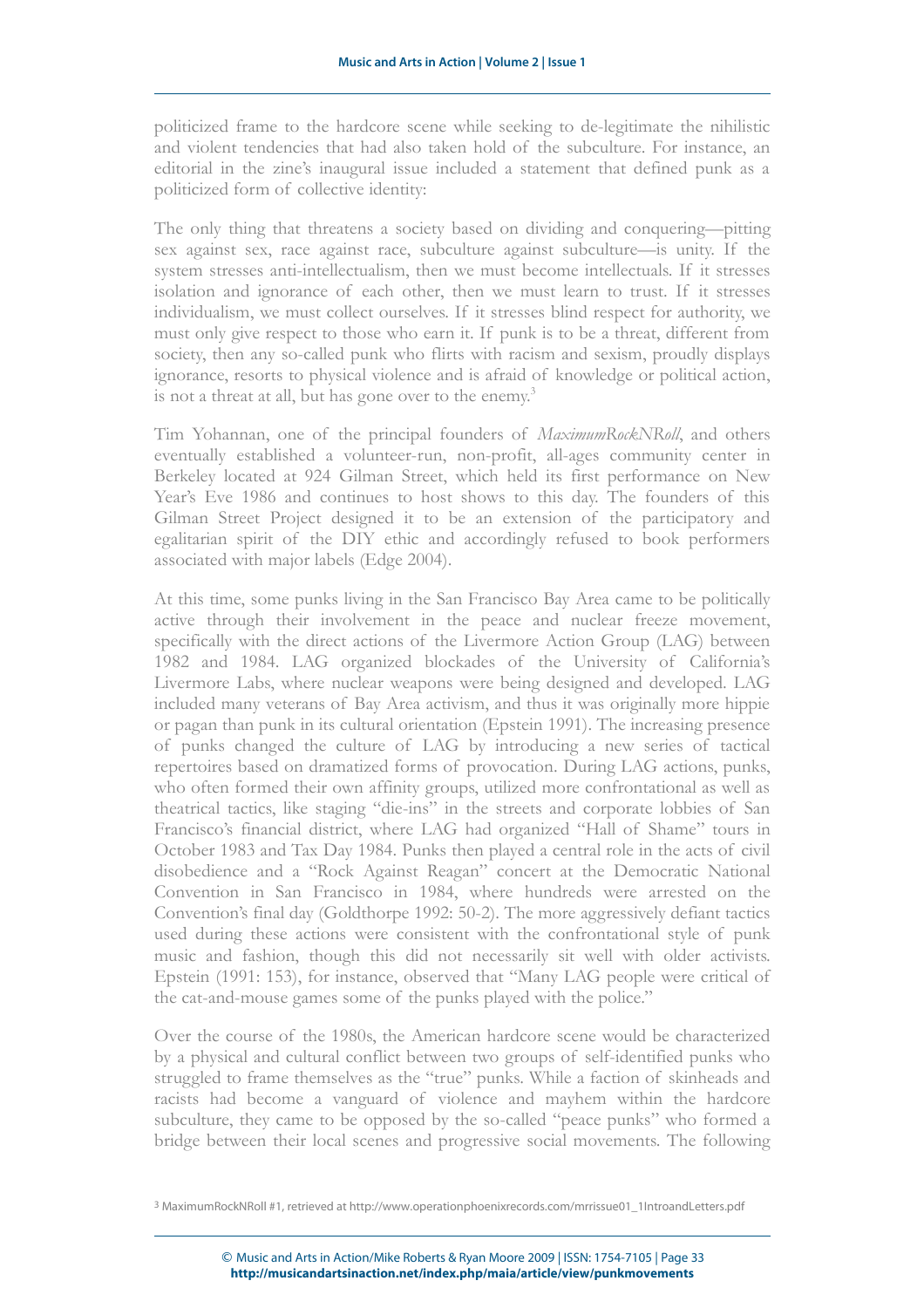politicized frame to the hardcore scene while seeking to de-legitimate the nihilistic and violent tendencies that had also taken hold of the subculture. For instance, an editorial in the zine's inaugural issue included a statement that defined punk as a politicized form of collective identity:

> The only thing that threatens a society based on dividing and conquering—pitting sex against sex, race against race, subculture against subculture—is unity. If the system stresses anti-intellectualism, then we must become intellectuals. If it stresses isolation and ignorance of each other, then we must learn to trust. If it stresses individualism, we must collect ourselves. If it stresses blind respect for authority, we must only give respect to those who earn it. If punk is to be a threat, different from society, then any so-called punk who flirts with racism and sexism, proudly displays ignorance, resorts to physical violence and is afraid of knowledge or political action, is not a threat at all, but has gone over to the enemy.[3]

Tim Yohannan, one of the principal founders of *MaximumRockNRoll*, and others eventually established a volunteer-run, non-profit, all-ages community center in Berkeley located at 924 Gilman Street, which held its first performance on New Year's Eve 1986 and continues to host shows to this day. The founders of this Gilman Street Project designed it to be an extension of the participatory and egalitarian spirit of the DIY ethic and accordingly refused to book performers associated with major labels (Edge 2004).

At this time, some punks living in the San Francisco Bay Area came to be politically active through their involvement in the peace and nuclear freeze movement, specifically with the direct actions of the Livermore Action Group (LAG) between 1982 and 1984. LAG organized blockades of the University of California's Livermore Labs, where nuclear weapons were being designed and developed. LAG included many veterans of Bay Area activism, and thus it was originally more hippie or pagan than punk in its cultural orientation (Epstein 1991). The increasing presence of punks changed the culture of LAG by introducing a new series of tactical repertoires based on dramatized forms of provocation. During LAG actions, punks, who often formed their own affinity groups, utilized more confrontational as well as theatrical tactics, like staging "die-ins" in the streets and corporate lobbies of San Francisco's financial district, where LAG had organized "Hall of Shame" tours in October 1983 and Tax Day 1984. Punks then played a central role in the acts of civil disobedience and a "Rock Against Reagan" concert at the Democratic National Convention in San Francisco in 1984, where hundreds were arrested on the Convention's final day (Goldthorpe 1992: 50-2). The more aggressively defiant tactics used during these actions were consistent with the confrontational style of punk music and fashion, though this did not necessarily sit well with older activists. Epstein (1991: 153), for instance, observed that "Many LAG people were critical of the cat-and-mouse games some of the punks played with the police."

Over the course of the 1980s, the American hardcore scene would be characterized by a physical and cultural conflict between two groups of self-identified punks who struggled to frame themselves as the "true" punks. While a faction of skinheads and racists had become a vanguard of violence and mayhem within the hardcore subculture, they came to be opposed by the so-called "peace punks" who formed a bridge between their local scenes and progressive social movements. The following

---

[3] MaximumRockNRoll #1, retrieved at http://www.operationphoenixrecords.com/mrrissue01_1IntroandLetters.pdf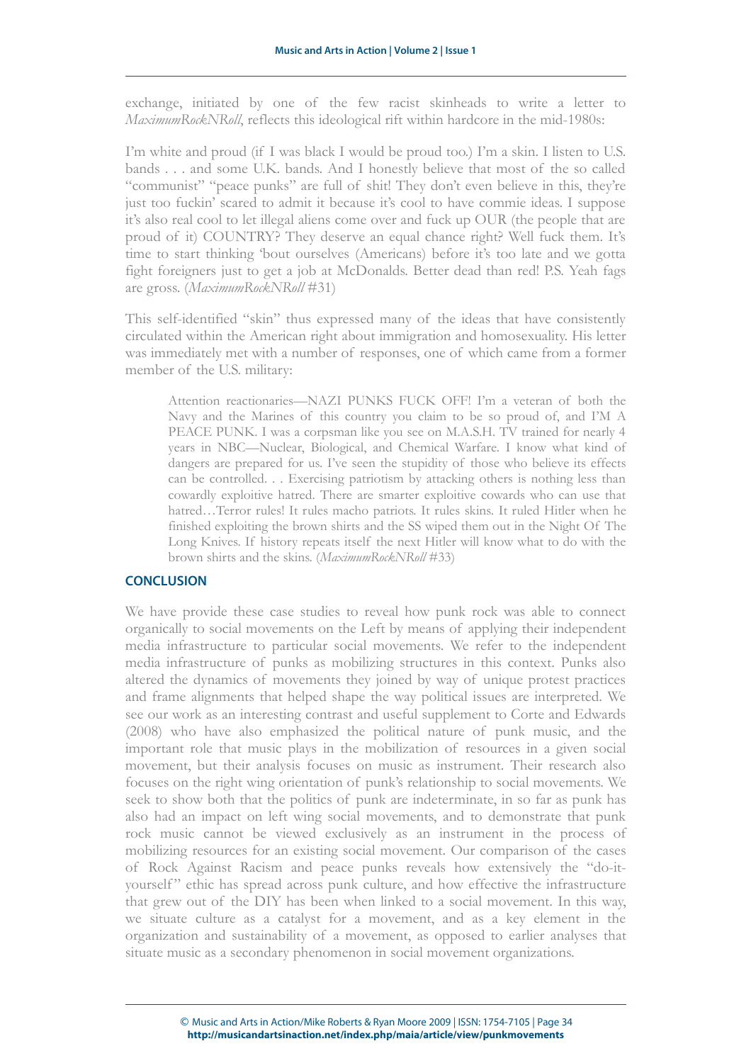exchange, initiated by one of the few racist skinheads to write a letter to *MaximumRockNRoll*, reflects this ideological rift within hardcore in the mid-1980s:

I'm white and proud (if I was black I would be proud too.) I'm a skin. I listen to U.S. bands . . . and some U.K. bands. And I honestly believe that most of the so called "communist" "peace punks" are full of shit! They don't even believe in this, they're just too fuckin' scared to admit it because it's cool to have commie ideas. I suppose it's also real cool to let illegal aliens come over and fuck up OUR (the people that are proud of it) COUNTRY? They deserve an equal chance right? Well fuck them. It's time to start thinking 'bout ourselves (Americans) before it's too late and we gotta fight foreigners just to get a job at McDonalds. Better dead than red! P.S. Yeah fags are gross. (*MaximumRockNRoll* #31)

This self-identified "skin" thus expressed many of the ideas that have consistently circulated within the American right about immigration and homosexuality. His letter was immediately met with a number of responses, one of which came from a former member of the U.S. military:

> Attention reactionaries—NAZI PUNKS FUCK OFF! I'm a veteran of both the Navy and the Marines of this country you claim to be so proud of, and I'M A PEACE PUNK. I was a corpsman like you see on M.A.S.H. TV trained for nearly 4 years in NBC—Nuclear, Biological, and Chemical Warfare. I know what kind of dangers are prepared for us. I've seen the stupidity of those who believe its effects can be controlled. . . Exercising patriotism by attacking others is nothing less than cowardly exploitive hatred. There are smarter exploitive cowards who can use that hatred…Terror rules! It rules macho patriots. It rules skins. It ruled Hitler when he finished exploiting the brown shirts and the SS wiped them out in the Night Of The Long Knives. If history repeats itself the next Hitler will know what to do with the brown shirts and the skins. (*MaximumRockNRoll* #33)

## CONCLUSION

We have provide these case studies to reveal how punk rock was able to connect organically to social movements on the Left by means of applying their independent media infrastructure to particular social movements. We refer to the independent media infrastructure of punks as mobilizing structures in this context. Punks also altered the dynamics of movements they joined by way of unique protest practices and frame alignments that helped shape the way political issues are interpreted. We see our work as an interesting contrast and useful supplement to Corte and Edwards (2008) who have also emphasized the political nature of punk music, and the important role that music plays in the mobilization of resources in a given social movement, but their analysis focuses on music as instrument. Their research also focuses on the right wing orientation of punk's relationship to social movements. We seek to show both that the politics of punk are indeterminate, in so far as punk has also had an impact on left wing social movements, and to demonstrate that punk rock music cannot be viewed exclusively as an instrument in the process of mobilizing resources for an existing social movement. Our comparison of the cases of Rock Against Racism and peace punks reveals how extensively the "do-it-yourself" ethic has spread across punk culture, and how effective the infrastructure that grew out of the DIY has been when linked to a social movement. In this way, we situate culture as a catalyst for a movement, and as a key element in the organization and sustainability of a movement, as opposed to earlier analyses that situate music as a secondary phenomenon in social movement organizations.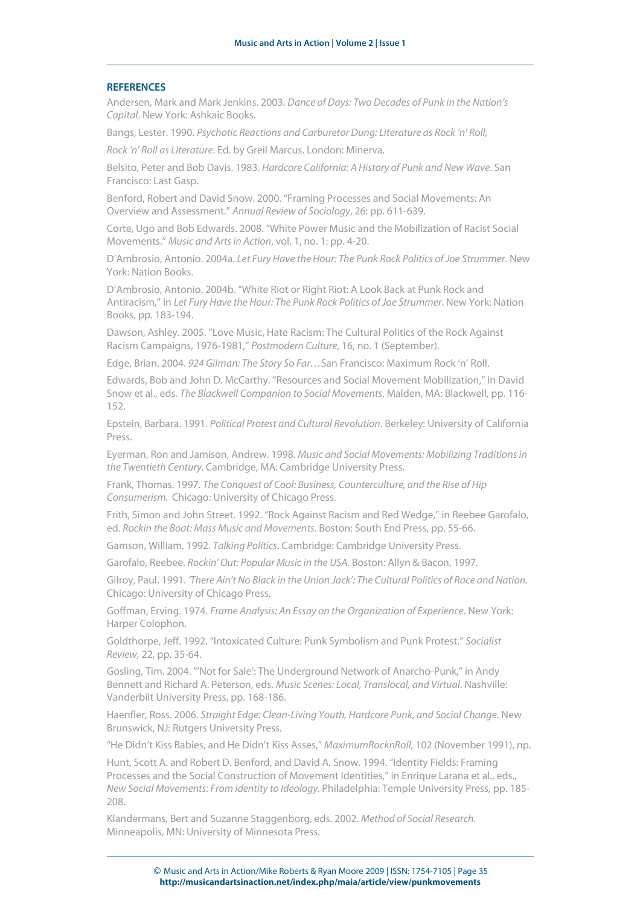## REFERENCES

Andersen, Mark and Mark Jenkins. 2003. *Dance of Days: Two Decades of Punk in the Nation's Capital*. New York: Ashkaic Books.

Bangs, Lester. 1990. *Psychotic Reactions and Carburetor Dung: Literature as Rock 'n' Roll, Rock 'n' Roll as Literature*. Ed. by Greil Marcus. London: Minerva.

Belsito, Peter and Bob Davis. 1983. *Hardcore California: A History of Punk and New Wave*. San Francisco: Last Gasp.

Benford, Robert and David Snow. 2000. "Framing Processes and Social Movements: An Overview and Assessment." *Annual Review of Sociology*, 26: pp. 611-639.

Corte, Ugo and Bob Edwards. 2008. "White Power Music and the Mobilization of Racist Social Movements." *Music and Arts in Action*, vol. 1, no. 1: pp. 4-20.

D'Ambrosio, Antonio. 2004a. *Let Fury Have the Hour: The Punk Rock Politics of Joe Strummer*. New York: Nation Books.

D'Ambrosio, Antonio. 2004b. "White Riot or Right Riot: A Look Back at Punk Rock and Antiracism," in *Let Fury Have the Hour: The Punk Rock Politics of Joe Strummer*. New York: Nation Books, pp. 183-194.

Dawson, Ashley. 2005. "Love Music, Hate Racism: The Cultural Politics of the Rock Against Racism Campaigns, 1976-1981," *Postmodern Culture*, 16, no. 1 (September).

Edge, Brian. 2004. *924 Gilman: The Story So Far…* San Francisco: Maximum Rock 'n' Roll.

Edwards, Bob and John D. McCarthy. "Resources and Social Movement Mobilization," in David Snow et al., eds. *The Blackwell Companion to Social Movements*. Malden, MA: Blackwell, pp. 116-152.

Epstein, Barbara. 1991. *Political Protest and Cultural Revolution*. Berkeley: University of California Press.

Eyerman, Ron and Jamison, Andrew. 1998. *Music and Social Movements: Mobilizing Traditions in the Twentieth Century*. Cambridge, MA: Cambridge University Press.

Frank, Thomas. 1997. *The Conquest of Cool: Business, Counterculture, and the Rise of Hip Consumerism.* Chicago: University of Chicago Press.

Frith, Simon and John Street. 1992. "Rock Against Racism and Red Wedge," in Reebee Garofalo, ed. *Rockin the Boat: Mass Music and Movements*. Boston: South End Press, pp. 55-66.

Gamson, William. 1992. *Talking Politics*. Cambridge: Cambridge University Press.

Garofalo, Reebee. *Rockin' Out: Popular Music in the USA*. Boston: Allyn & Bacon, 1997.

Gilroy, Paul. 1991. *'There Ain't No Black in the Union Jack': The Cultural Politics of Race and Nation*. Chicago: University of Chicago Press.

Goffman, Erving. 1974. *Frame Analysis: An Essay on the Organization of Experience*. New York: Harper Colophon.

Goldthorpe, Jeff. 1992. "Intoxicated Culture: Punk Symbolism and Punk Protest." *Socialist Review,* 22, pp. 35-64.

Gosling, Tim. 2004. "'Not for Sale': The Underground Network of Anarcho-Punk," in Andy Bennett and Richard A. Peterson, eds. *Music Scenes: Local, Translocal, and Virtual*. Nashville: Vanderbilt University Press, pp. 168-186.

Haenfler, Ross. 2006. *Straight Edge: Clean-Living Youth, Hardcore Punk, and Social Change*. New Brunswick, NJ: Rutgers University Press.

"He Didn't Kiss Babies, and He Didn't Kiss Asses," *MaximumRocknRoll*, 102 (November 1991), np.

Hunt, Scott A. and Robert D. Benford, and David A. Snow. 1994. "Identity Fields: Framing Processes and the Social Construction of Movement Identities," in Enrique Larana et al., eds., *New Social Movements: From Identity to Ideology*. Philadelphia: Temple University Press, pp. 185-208.

Klandermans, Bert and Suzanne Staggenborg, eds. 2002. *Method of Social Research.* Minneapolis, MN: University of Minnesota Press.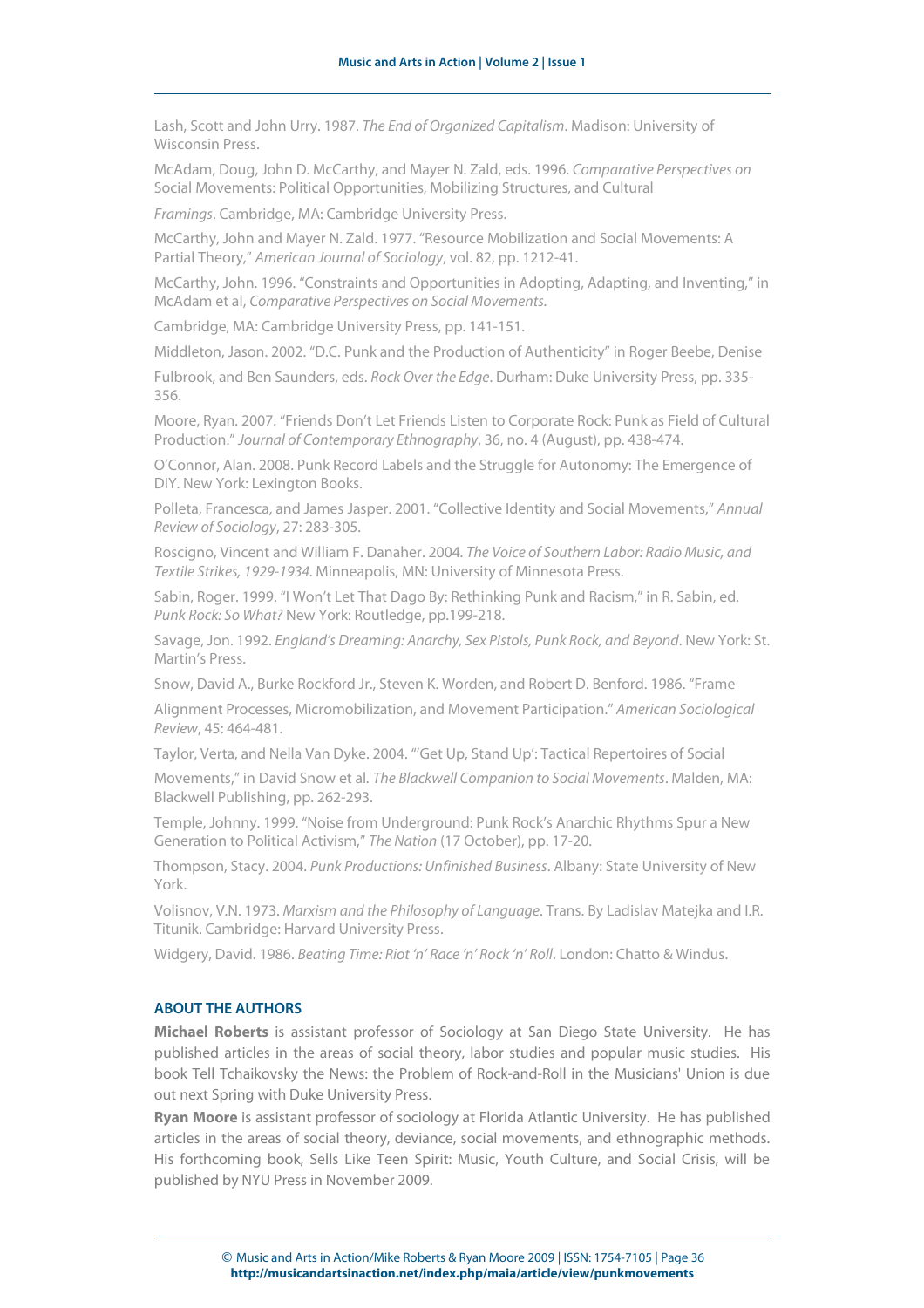Lash, Scott and John Urry. 1987. *The End of Organized Capitalism*. Madison: University of Wisconsin Press.

McAdam, Doug, John D. McCarthy, and Mayer N. Zald, eds. 1996. *Comparative Perspectives on* Social Movements: Political Opportunities, Mobilizing Structures, and Cultural *Framings*. Cambridge, MA: Cambridge University Press.

McCarthy, John and Mayer N. Zald. 1977. "Resource Mobilization and Social Movements: A Partial Theory," *American Journal of Sociology*, vol. 82, pp. 1212-41.

McCarthy, John. 1996. "Constraints and Opportunities in Adopting, Adapting, and Inventing," in McAdam et al, *Comparative Perspectives on Social Movements.* Cambridge, MA: Cambridge University Press, pp. 141-151.

Middleton, Jason. 2002. "D.C. Punk and the Production of Authenticity" in Roger Beebe, Denise Fulbrook, and Ben Saunders, eds. *Rock Over the Edge*. Durham: Duke University Press, pp. 335-356.

Moore, Ryan. 2007. "Friends Don't Let Friends Listen to Corporate Rock: Punk as Field of Cultural Production." *Journal of Contemporary Ethnography*, 36, no. 4 (August), pp. 438-474.

O'Connor, Alan. 2008. Punk Record Labels and the Struggle for Autonomy: The Emergence of DIY. New York: Lexington Books.

Polleta, Francesca, and James Jasper. 2001. "Collective Identity and Social Movements," *Annual Review of Sociology*, 27: 283-305.

Roscigno, Vincent and William F. Danaher. 2004. *The Voice of Southern Labor: Radio Music, and Textile Strikes, 1929-1934.* Minneapolis, MN: University of Minnesota Press.

Sabin, Roger. 1999. "I Won't Let That Dago By: Rethinking Punk and Racism," in R. Sabin, ed. *Punk Rock: So What?* New York: Routledge, pp.199-218.

Savage, Jon. 1992. *England's Dreaming: Anarchy, Sex Pistols, Punk Rock, and Beyond*. New York: St. Martin's Press.

Snow, David A., Burke Rockford Jr., Steven K. Worden, and Robert D. Benford. 1986. "Frame Alignment Processes, Micromobilization, and Movement Participation." *American Sociological Review*, 45: 464-481.

Taylor, Verta, and Nella Van Dyke. 2004. "'Get Up, Stand Up': Tactical Repertoires of Social Movements," in David Snow et al. *The Blackwell Companion to Social Movements*. Malden, MA: Blackwell Publishing, pp. 262-293.

Temple, Johnny. 1999. "Noise from Underground: Punk Rock's Anarchic Rhythms Spur a New Generation to Political Activism," *The Nation* (17 October), pp. 17-20.

Thompson, Stacy. 2004. *Punk Productions: Unfinished Business*. Albany: State University of New York.

Volisnov, V.N. 1973. *Marxism and the Philosophy of Language*. Trans. By Ladislav Matejka and I.R. Titunik. Cambridge: Harvard University Press.

Widgery, David. 1986. *Beating Time: Riot 'n' Race 'n' Rock 'n' Roll*. London: Chatto & Windus.

## ABOUT THE AUTHORS

**Michael Roberts** is assistant professor of Sociology at San Diego State University. He has published articles in the areas of social theory, labor studies and popular music studies. His book Tell Tchaikovsky the News: the Problem of Rock-and-Roll in the Musicians' Union is due out next Spring with Duke University Press.

**Ryan Moore** is assistant professor of sociology at Florida Atlantic University. He has published articles in the areas of social theory, deviance, social movements, and ethnographic methods. His forthcoming book, Sells Like Teen Spirit: Music, Youth Culture, and Social Crisis, will be published by NYU Press in November 2009.